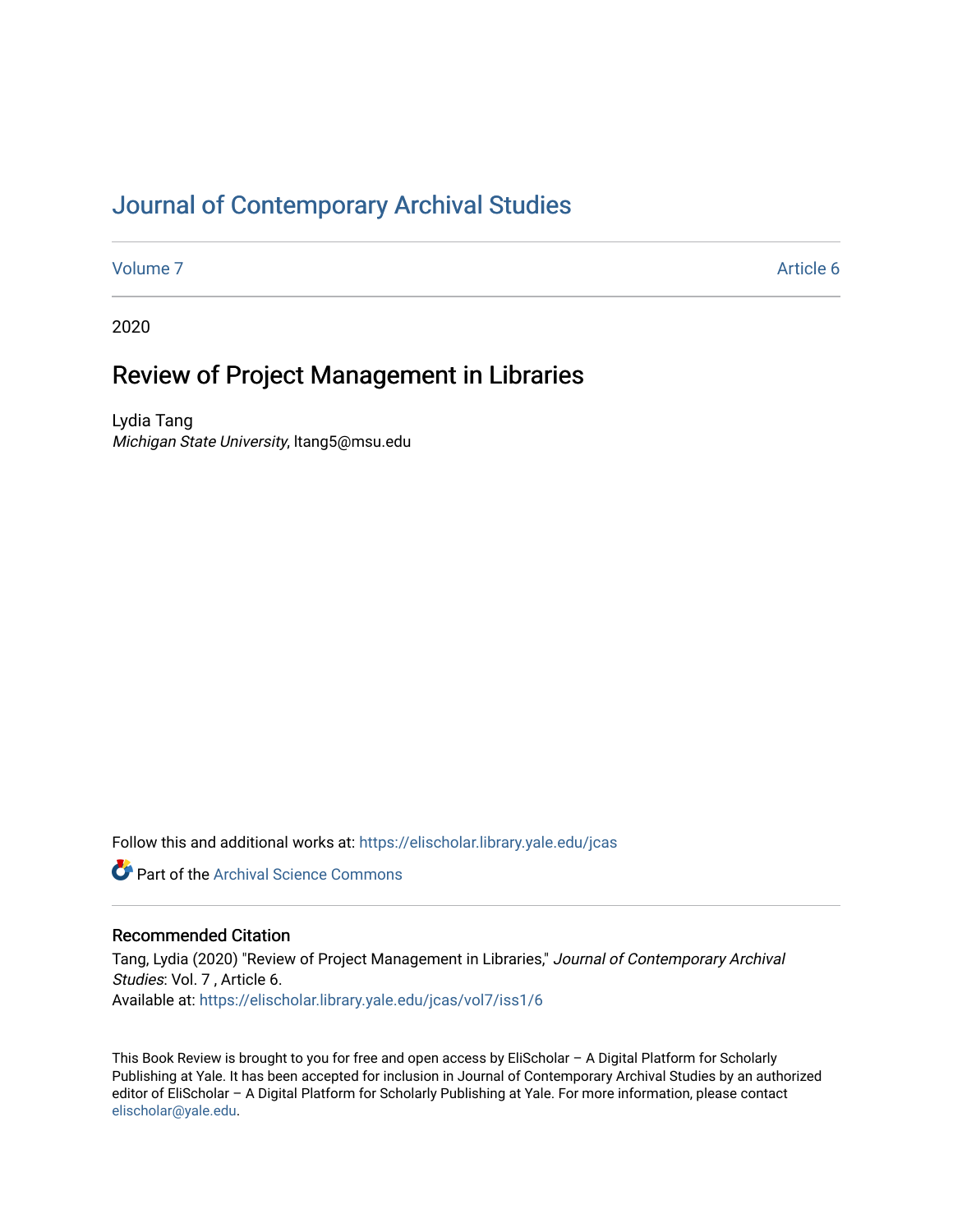# Journal of Contemporary Archival Studies

Volume 7 | Article 6

2020

## Review of Project Management in Libraries

Lydia Tang
*Michigan State University*, ltang5@msu.edu

Follow this and additional works at: https://elischolar.library.yale.edu/jcas

Part of the Archival Science Commons

### Recommended Citation

Tang, Lydia (2020) "Review of Project Management in Libraries," *Journal of Contemporary Archival Studies*: Vol. 7 , Article 6.
Available at: https://elischolar.library.yale.edu/jcas/vol7/iss1/6

This Book Review is brought to you for free and open access by EliScholar – A Digital Platform for Scholarly Publishing at Yale. It has been accepted for inclusion in Journal of Contemporary Archival Studies by an authorized editor of EliScholar – A Digital Platform for Scholarly Publishing at Yale. For more information, please contact elischolar@yale.edu.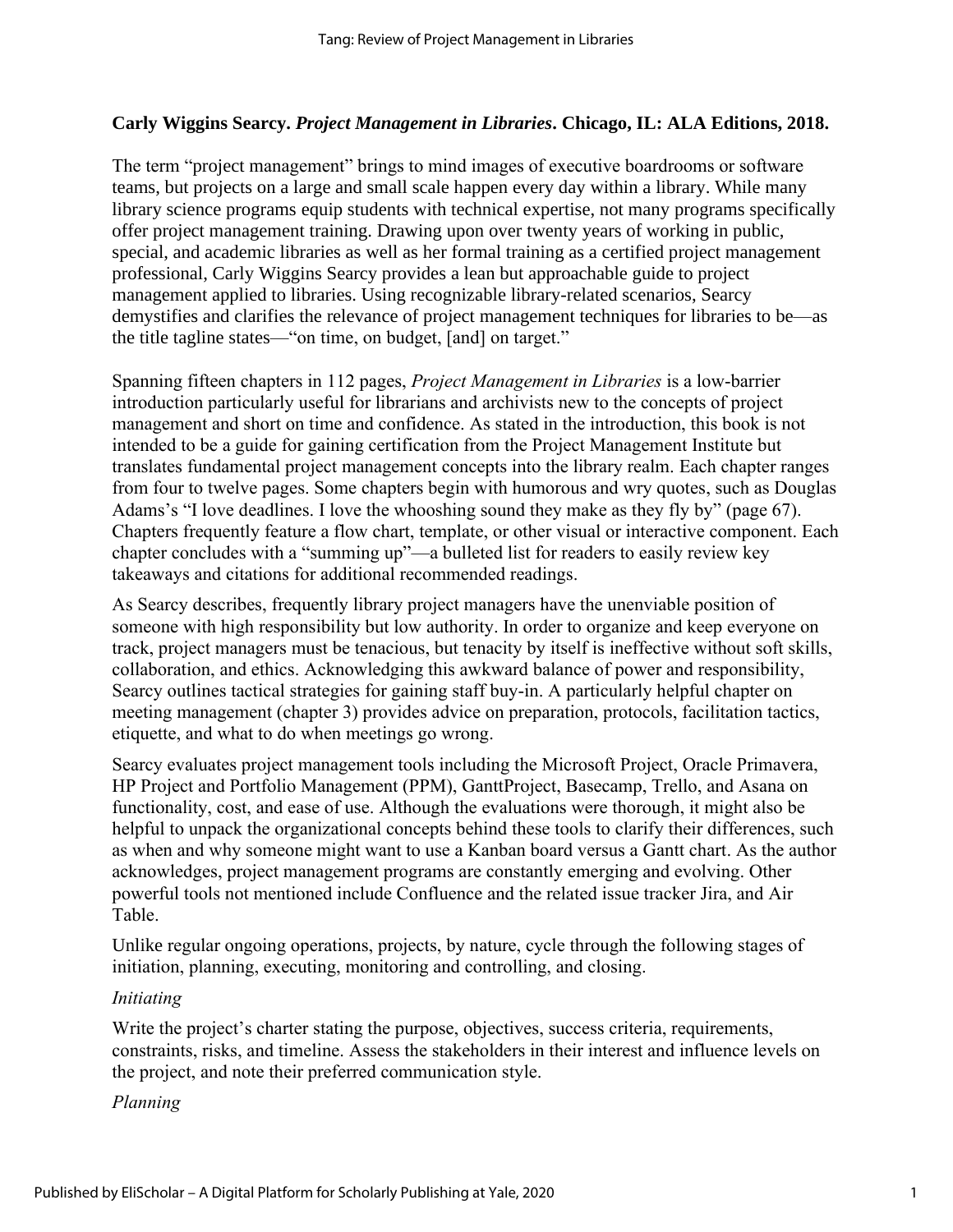**Carly Wiggins Searcy. *Project Management in Libraries*. Chicago, IL: ALA Editions, 2018.**

The term "project management" brings to mind images of executive boardrooms or software teams, but projects on a large and small scale happen every day within a library. While many library science programs equip students with technical expertise, not many programs specifically offer project management training. Drawing upon over twenty years of working in public, special, and academic libraries as well as her formal training as a certified project management professional, Carly Wiggins Searcy provides a lean but approachable guide to project management applied to libraries. Using recognizable library-related scenarios, Searcy demystifies and clarifies the relevance of project management techniques for libraries to be—as the title tagline states—"on time, on budget, [and] on target."

Spanning fifteen chapters in 112 pages, *Project Management in Libraries* is a low-barrier introduction particularly useful for librarians and archivists new to the concepts of project management and short on time and confidence. As stated in the introduction, this book is not intended to be a guide for gaining certification from the Project Management Institute but translates fundamental project management concepts into the library realm. Each chapter ranges from four to twelve pages. Some chapters begin with humorous and wry quotes, such as Douglas Adams's "I love deadlines. I love the whooshing sound they make as they fly by" (page 67). Chapters frequently feature a flow chart, template, or other visual or interactive component. Each chapter concludes with a "summing up"—a bulleted list for readers to easily review key takeaways and citations for additional recommended readings.

As Searcy describes, frequently library project managers have the unenviable position of someone with high responsibility but low authority. In order to organize and keep everyone on track, project managers must be tenacious, but tenacity by itself is ineffective without soft skills, collaboration, and ethics. Acknowledging this awkward balance of power and responsibility, Searcy outlines tactical strategies for gaining staff buy-in. A particularly helpful chapter on meeting management (chapter 3) provides advice on preparation, protocols, facilitation tactics, etiquette, and what to do when meetings go wrong.

Searcy evaluates project management tools including the Microsoft Project, Oracle Primavera, HP Project and Portfolio Management (PPM), GanttProject, Basecamp, Trello, and Asana on functionality, cost, and ease of use. Although the evaluations were thorough, it might also be helpful to unpack the organizational concepts behind these tools to clarify their differences, such as when and why someone might want to use a Kanban board versus a Gantt chart. As the author acknowledges, project management programs are constantly emerging and evolving. Other powerful tools not mentioned include Confluence and the related issue tracker Jira, and Air Table.

Unlike regular ongoing operations, projects, by nature, cycle through the following stages of initiation, planning, executing, monitoring and controlling, and closing.

*Initiating*

Write the project's charter stating the purpose, objectives, success criteria, requirements, constraints, risks, and timeline. Assess the stakeholders in their interest and influence levels on the project, and note their preferred communication style.

*Planning*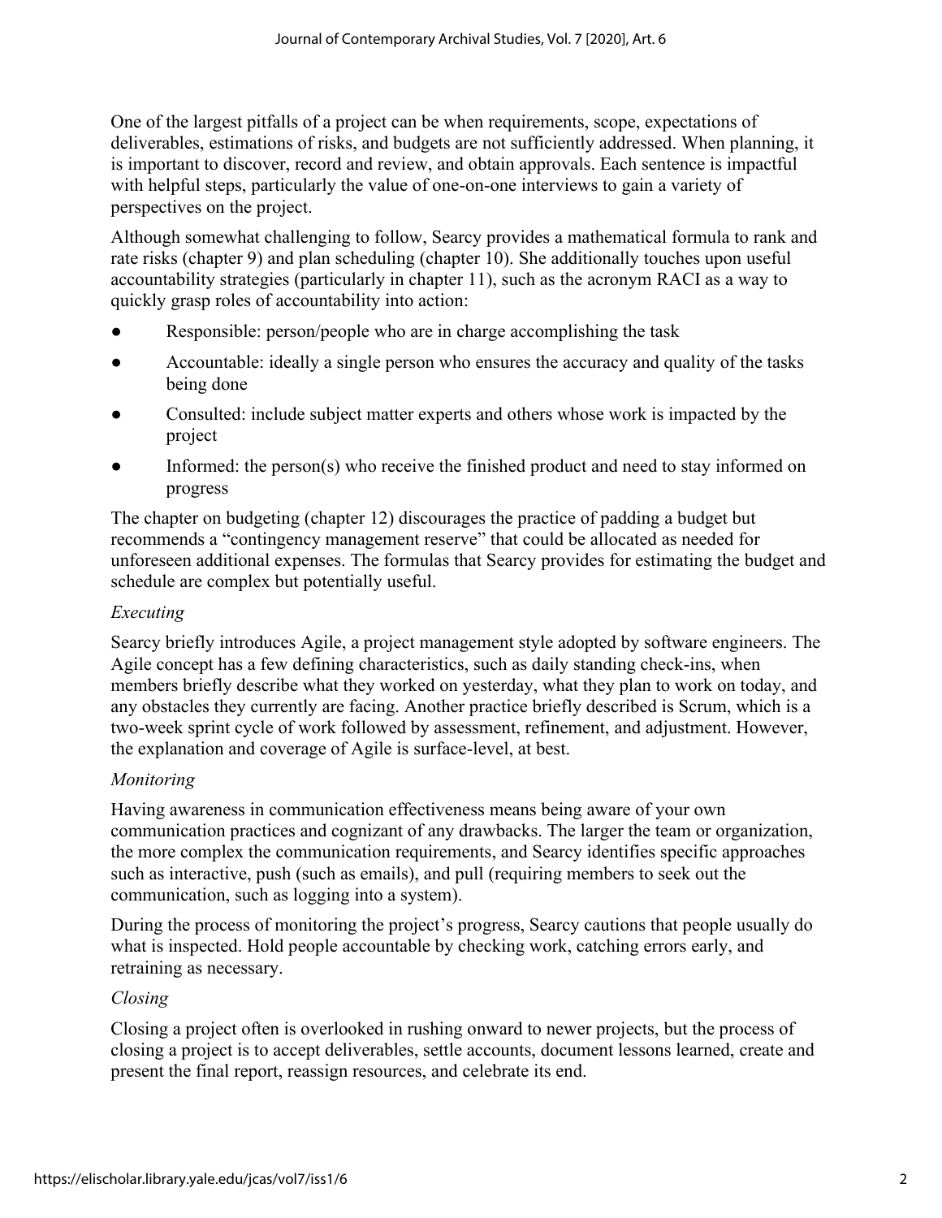One of the largest pitfalls of a project can be when requirements, scope, expectations of deliverables, estimations of risks, and budgets are not sufficiently addressed. When planning, it is important to discover, record and review, and obtain approvals. Each sentence is impactful with helpful steps, particularly the value of one-on-one interviews to gain a variety of perspectives on the project.

Although somewhat challenging to follow, Searcy provides a mathematical formula to rank and rate risks (chapter 9) and plan scheduling (chapter 10). She additionally touches upon useful accountability strategies (particularly in chapter 11), such as the acronym RACI as a way to quickly grasp roles of accountability into action:

- Responsible: person/people who are in charge accomplishing the task
- Accountable: ideally a single person who ensures the accuracy and quality of the tasks being done
- Consulted: include subject matter experts and others whose work is impacted by the project
- Informed: the person(s) who receive the finished product and need to stay informed on progress

The chapter on budgeting (chapter 12) discourages the practice of padding a budget but recommends a "contingency management reserve" that could be allocated as needed for unforeseen additional expenses. The formulas that Searcy provides for estimating the budget and schedule are complex but potentially useful.

*Executing*

Searcy briefly introduces Agile, a project management style adopted by software engineers. The Agile concept has a few defining characteristics, such as daily standing check-ins, when members briefly describe what they worked on yesterday, what they plan to work on today, and any obstacles they currently are facing. Another practice briefly described is Scrum, which is a two-week sprint cycle of work followed by assessment, refinement, and adjustment. However, the explanation and coverage of Agile is surface-level, at best.

*Monitoring*

Having awareness in communication effectiveness means being aware of your own communication practices and cognizant of any drawbacks. The larger the team or organization, the more complex the communication requirements, and Searcy identifies specific approaches such as interactive, push (such as emails), and pull (requiring members to seek out the communication, such as logging into a system).

During the process of monitoring the project's progress, Searcy cautions that people usually do what is inspected. Hold people accountable by checking work, catching errors early, and retraining as necessary.

*Closing*

Closing a project often is overlooked in rushing onward to newer projects, but the process of closing a project is to accept deliverables, settle accounts, document lessons learned, create and present the final report, reassign resources, and celebrate its end.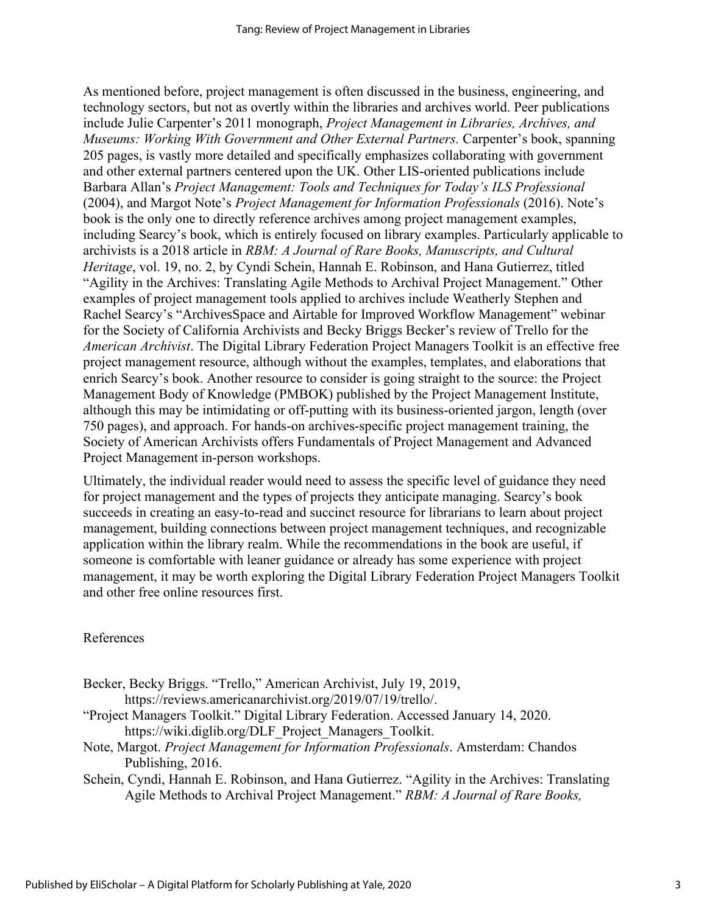As mentioned before, project management is often discussed in the business, engineering, and technology sectors, but not as overtly within the libraries and archives world. Peer publications include Julie Carpenter's 2011 monograph, *Project Management in Libraries, Archives, and Museums: Working With Government and Other External Partners.* Carpenter's book, spanning 205 pages, is vastly more detailed and specifically emphasizes collaborating with government and other external partners centered upon the UK. Other LIS-oriented publications include Barbara Allan's *Project Management: Tools and Techniques for Today's ILS Professional* (2004), and Margot Note's *Project Management for Information Professionals* (2016). Note's book is the only one to directly reference archives among project management examples, including Searcy's book, which is entirely focused on library examples. Particularly applicable to archivists is a 2018 article in *RBM: A Journal of Rare Books, Manuscripts, and Cultural Heritage*, vol. 19, no. 2, by Cyndi Schein, Hannah E. Robinson, and Hana Gutierrez, titled "Agility in the Archives: Translating Agile Methods to Archival Project Management." Other examples of project management tools applied to archives include Weatherly Stephen and Rachel Searcy's "ArchivesSpace and Airtable for Improved Workflow Management" webinar for the Society of California Archivists and Becky Briggs Becker's review of Trello for the *American Archivist*. The Digital Library Federation Project Managers Toolkit is an effective free project management resource, although without the examples, templates, and elaborations that enrich Searcy's book. Another resource to consider is going straight to the source: the Project Management Body of Knowledge (PMBOK) published by the Project Management Institute, although this may be intimidating or off-putting with its business-oriented jargon, length (over 750 pages), and approach. For hands-on archives-specific project management training, the Society of American Archivists offers Fundamentals of Project Management and Advanced Project Management in-person workshops.

Ultimately, the individual reader would need to assess the specific level of guidance they need for project management and the types of projects they anticipate managing. Searcy's book succeeds in creating an easy-to-read and succinct resource for librarians to learn about project management, building connections between project management techniques, and recognizable application within the library realm. While the recommendations in the book are useful, if someone is comfortable with leaner guidance or already has some experience with project management, it may be worth exploring the Digital Library Federation Project Managers Toolkit and other free online resources first.

References

Becker, Becky Briggs. "Trello," American Archivist, July 19, 2019, https://reviews.americanarchivist.org/2019/07/19/trello/.

"Project Managers Toolkit." Digital Library Federation. Accessed January 14, 2020. https://wiki.diglib.org/DLF_Project_Managers_Toolkit.

Note, Margot. *Project Management for Information Professionals*. Amsterdam: Chandos Publishing, 2016.

Schein, Cyndi, Hannah E. Robinson, and Hana Gutierrez. "Agility in the Archives: Translating Agile Methods to Archival Project Management." *RBM: A Journal of Rare Books,*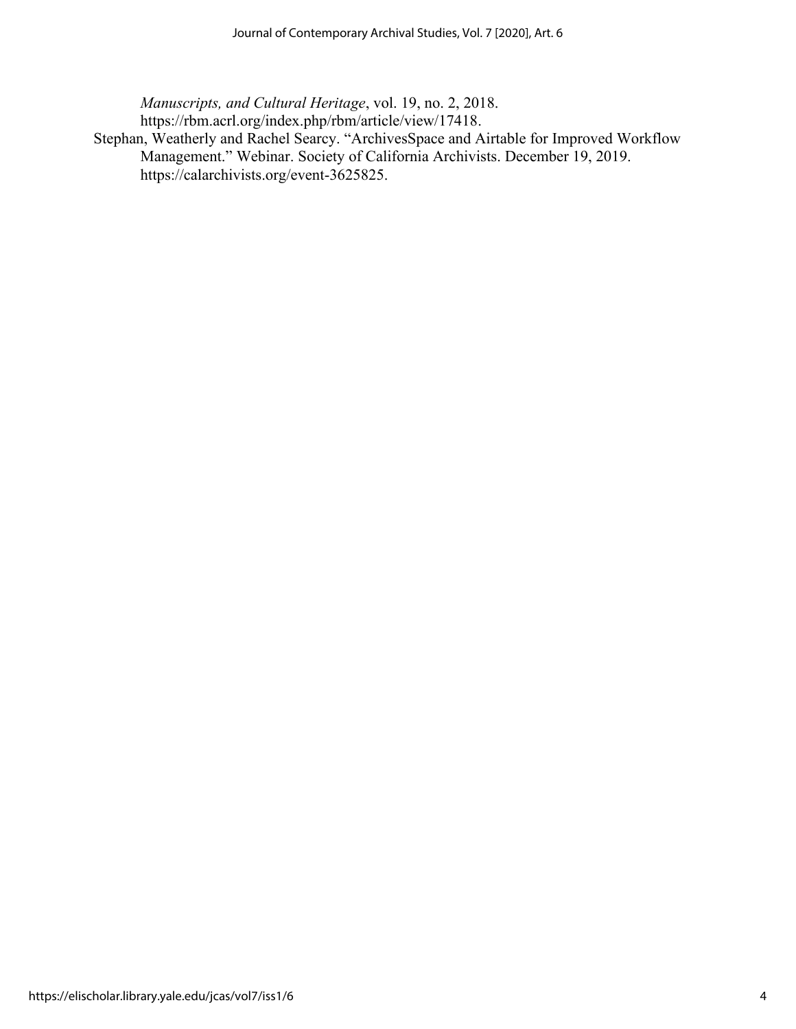*Manuscripts, and Cultural Heritage*, vol. 19, no. 2, 2018. https://rbm.acrl.org/index.php/rbm/article/view/17418.

Stephan, Weatherly and Rachel Searcy. "ArchivesSpace and Airtable for Improved Workflow Management." Webinar. Society of California Archivists. December 19, 2019. https://calarchivists.org/event-3625825.